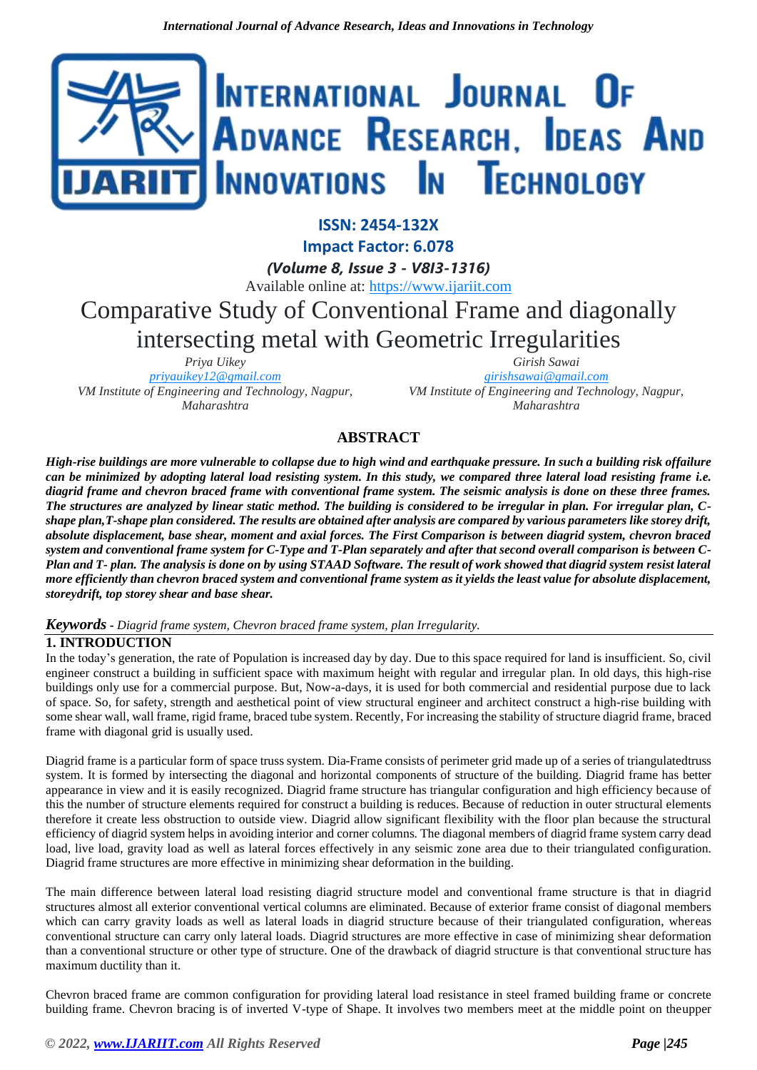**ISSN: 2454-132X**

**Impact Factor: 6.078**

***(Volume 8, Issue 3 - V8I3-1316)***

Available online at: https://www.ijariit.com

# Comparative Study of Conventional Frame and diagonally intersecting metal with Geometric Irregularities

*Priya Uikey*
*priyauikey12@gmail.com*
*VM Institute of Engineering and Technology, Nagpur, Maharashtra*

*Girish Sawai*
*girishsawai@gmail.com*
*VM Institute of Engineering and Technology, Nagpur, Maharashtra*

## ABSTRACT

***High-rise buildings are more vulnerable to collapse due to high wind and earthquake pressure. In such a building risk offailure can be minimized by adopting lateral load resisting system. In this study, we compared three lateral load resisting frame i.e. diagrid frame and chevron braced frame with conventional frame system. The seismic analysis is done on these three frames. The structures are analyzed by linear static method. The building is considered to be irregular in plan. For irregular plan, C-shape plan,T-shape plan considered. The results are obtained after analysis are compared by various parameters like storey drift, absolute displacement, base shear, moment and axial forces. The First Comparison is between diagrid system, chevron braced system and conventional frame system for C-Type and T-Plan separately and after that second overall comparison is between C-Plan and T- plan. The analysis is done on by using STAAD Software. The result of work showed that diagrid system resist lateral more efficiently than chevron braced system and conventional frame system as it yields the least value for absolute displacement, storeydrift, top storey shear and base shear.***

***Keywords** - Diagrid frame system, Chevron braced frame system, plan Irregularity.*

## 1. INTRODUCTION

In the today's generation, the rate of Population is increased day by day. Due to this space required for land is insufficient. So, civil engineer construct a building in sufficient space with maximum height with regular and irregular plan. In old days, this high-rise buildings only use for a commercial purpose. But, Now-a-days, it is used for both commercial and residential purpose due to lack of space. So, for safety, strength and aesthetical point of view structural engineer and architect construct a high-rise building with some shear wall, wall frame, rigid frame, braced tube system. Recently, For increasing the stability of structure diagrid frame, braced frame with diagonal grid is usually used.

Diagrid frame is a particular form of space truss system. Dia-Frame consists of perimeter grid made up of a series of triangulatedtruss system. It is formed by intersecting the diagonal and horizontal components of structure of the building. Diagrid frame has better appearance in view and it is easily recognized. Diagrid frame structure has triangular configuration and high efficiency because of this the number of structure elements required for construct a building is reduces. Because of reduction in outer structural elements therefore it create less obstruction to outside view. Diagrid allow significant flexibility with the floor plan because the structural efficiency of diagrid system helps in avoiding interior and corner columns. The diagonal members of diagrid frame system carry dead load, live load, gravity load as well as lateral forces effectively in any seismic zone area due to their triangulated configuration. Diagrid frame structures are more effective in minimizing shear deformation in the building.

The main difference between lateral load resisting diagrid structure model and conventional frame structure is that in diagrid structures almost all exterior conventional vertical columns are eliminated. Because of exterior frame consist of diagonal members which can carry gravity loads as well as lateral loads in diagrid structure because of their triangulated configuration, whereas conventional structure can carry only lateral loads. Diagrid structures are more effective in case of minimizing shear deformation than a conventional structure or other type of structure. One of the drawback of diagrid structure is that conventional structure has maximum ductility than it.

Chevron braced frame are common configuration for providing lateral load resistance in steel framed building frame or concrete building frame. Chevron bracing is of inverted V-type of Shape. It involves two members meet at the middle point on theupper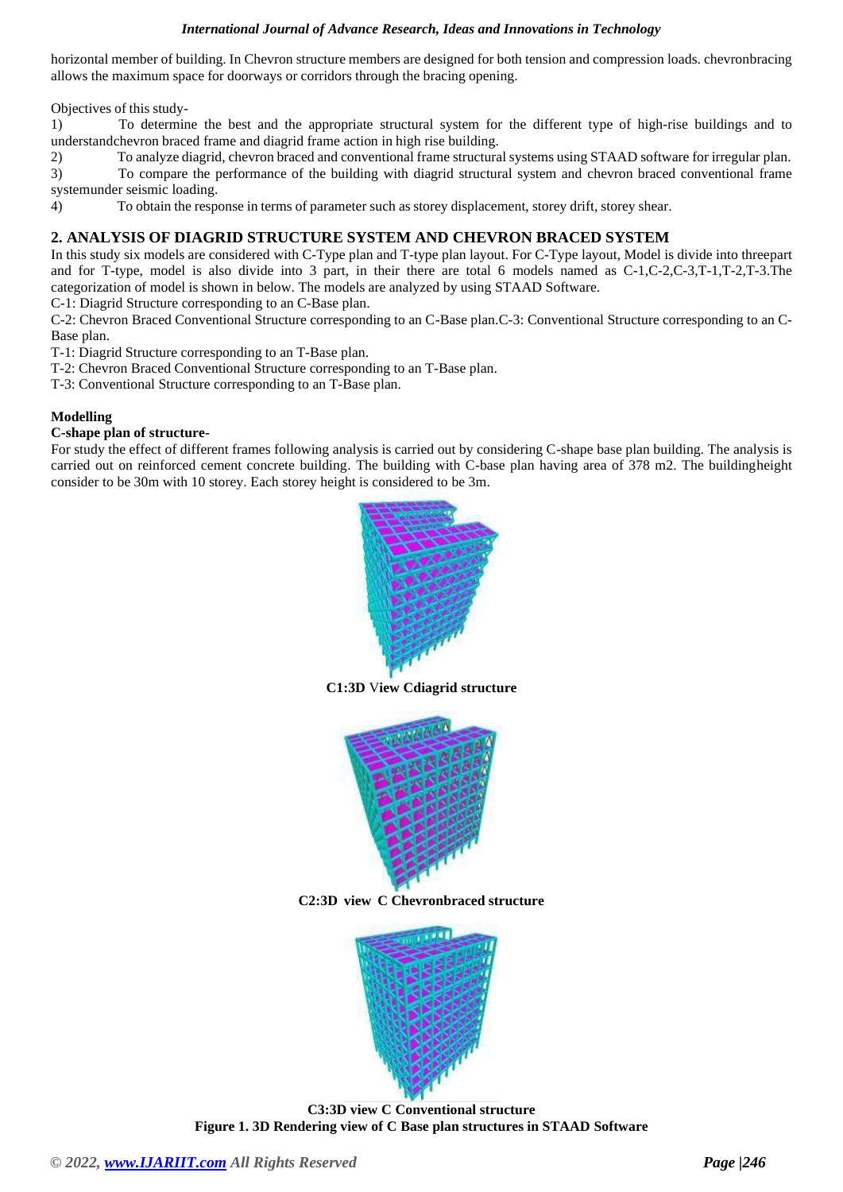horizontal member of building. In Chevron structure members are designed for both tension and compression loads. chevronbracing allows the maximum space for doorways or corridors through the bracing opening.

Objectives of this study-

1) To determine the best and the appropriate structural system for the different type of high-rise buildings and to understandchevron braced frame and diagrid frame action in high rise building.
2) To analyze diagrid, chevron braced and conventional frame structural systems using STAAD software for irregular plan.
3) To compare the performance of the building with diagrid structural system and chevron braced conventional frame systemunder seismic loading.
4) To obtain the response in terms of parameter such as storey displacement, storey drift, storey shear.

## 2. ANALYSIS OF DIAGRID STRUCTURE SYSTEM AND CHEVRON BRACED SYSTEM

In this study six models are considered with C-Type plan and T-type plan layout. For C-Type layout, Model is divide into threepart and for T-type, model is also divide into 3 part, in their there are total 6 models named as C-1,C-2,C-3,T-1,T-2,T-3.The categorization of model is shown in below. The models are analyzed by using STAAD Software.

C-1: Diagrid Structure corresponding to an C-Base plan.

C-2: Chevron Braced Conventional Structure corresponding to an C-Base plan.C-3: Conventional Structure corresponding to an C-Base plan.

T-1: Diagrid Structure corresponding to an T-Base plan.

T-2: Chevron Braced Conventional Structure corresponding to an T-Base plan.

T-3: Conventional Structure corresponding to an T-Base plan.

**Modelling**

**C-shape plan of structure-**

For study the effect of different frames following analysis is carried out by considering C-shape base plan building. The analysis is carried out on reinforced cement concrete building. The building with C-base plan having area of 378 m2. The buildingheight consider to be 30m with 10 storey. Each storey height is considered to be 3m.

**C1:3D View Cdiagrid structure**

**C2:3D view C Chevronbraced structure**

**C3:3D view C Conventional structure**

**Figure 1. 3D Rendering view of C Base plan structures in STAAD Software**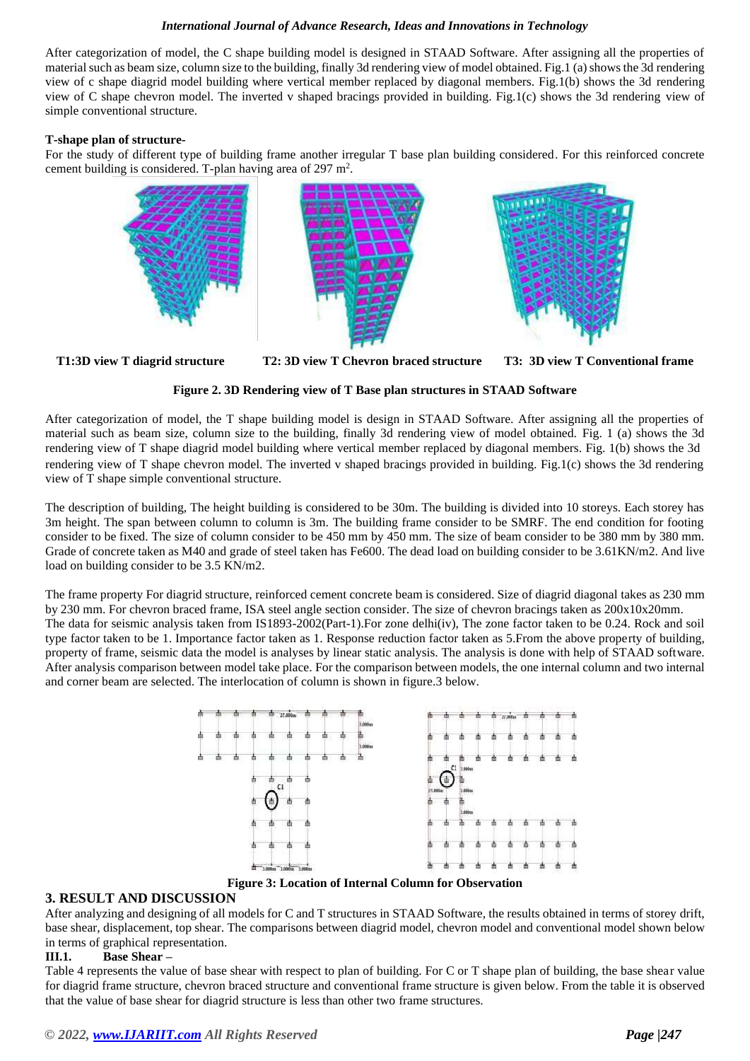After categorization of model, the C shape building model is designed in STAAD Software. After assigning all the properties of material such as beam size, column size to the building, finally 3d rendering view of model obtained. Fig.1 (a) shows the 3d rendering view of c shape diagrid model building where vertical member replaced by diagonal members. Fig.1(b) shows the 3d rendering view of C shape chevron model. The inverted v shaped bracings provided in building. Fig.1(c) shows the 3d rendering view of simple conventional structure.

**T-shape plan of structure-**

For the study of different type of building frame another irregular T base plan building considered. For this reinforced concrete cement building is considered. T-plan having area of 297 m$^2$.

**T1:3D view T diagrid structure** **T2: 3D view T Chevron braced structure** **T3: 3D view T Conventional frame**

**Figure 2. 3D Rendering view of T Base plan structures in STAAD Software**

After categorization of model, the T shape building model is design in STAAD Software. After assigning all the properties of material such as beam size, column size to the building, finally 3d rendering view of model obtained. Fig. 1 (a) shows the 3d rendering view of T shape diagrid model building where vertical member replaced by diagonal members. Fig. 1(b) shows the 3d rendering view of T shape chevron model. The inverted v shaped bracings provided in building. Fig.1(c) shows the 3d rendering view of T shape simple conventional structure.

The description of building, The height building is considered to be 30m. The building is divided into 10 storeys. Each storey has 3m height. The span between column to column is 3m. The building frame consider to be SMRF. The end condition for footing consider to be fixed. The size of column consider to be 450 mm by 450 mm. The size of beam consider to be 380 mm by 380 mm. Grade of concrete taken as M40 and grade of steel taken has Fe600. The dead load on building consider to be 3.61KN/m2. And live load on building consider to be 3.5 KN/m2.

The frame property For diagrid structure, reinforced cement concrete beam is considered. Size of diagrid diagonal takes as 230 mm by 230 mm. For chevron braced frame, ISA steel angle section consider. The size of chevron bracings taken as 200x10x20mm. The data for seismic analysis taken from IS1893-2002(Part-1).For zone delhi(iv), The zone factor taken to be 0.24. Rock and soil type factor taken to be 1. Importance factor taken as 1. Response reduction factor taken as 5.From the above property of building, property of frame, seismic data the model is analyses by linear static analysis. The analysis is done with help of STAAD software. After analysis comparison between model take place. For the comparison between models, the one internal column and two internal and corner beam are selected. The interlocation of column is shown in figure.3 below.

**Figure 3: Location of Internal Column for Observation**

## 3. RESULT AND DISCUSSION

After analyzing and designing of all models for C and T structures in STAAD Software, the results obtained in terms of storey drift, base shear, displacement, top shear. The comparisons between diagrid model, chevron model and conventional model shown below in terms of graphical representation.

### III.1. Base Shear –

Table 4 represents the value of base shear with respect to plan of building. For C or T shape plan of building, the base shear value for diagrid frame structure, chevron braced structure and conventional frame structure is given below. From the table it is observed that the value of base shear for diagrid structure is less than other two frame structures.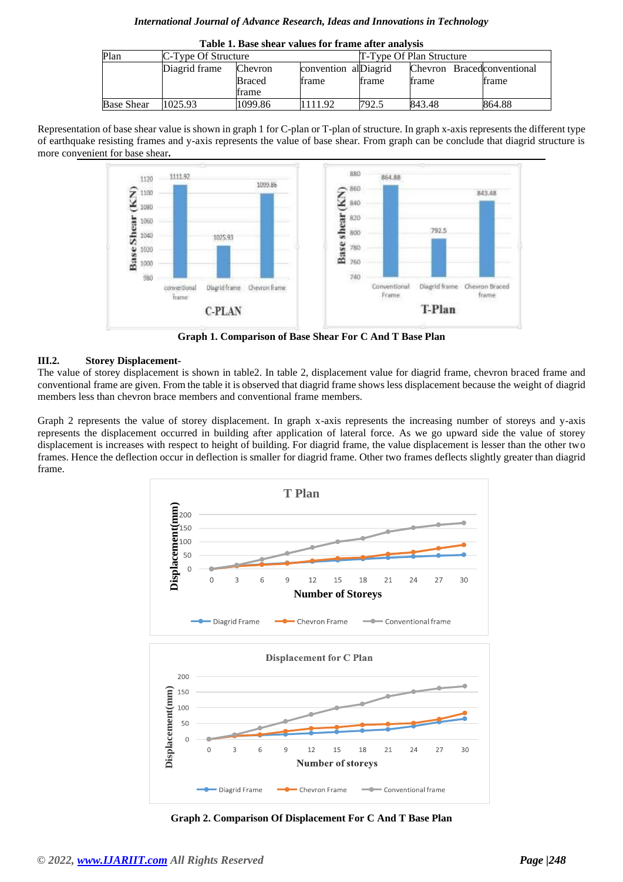**Table 1. Base shear values for frame after analysis**

| Plan | C-Type Of Structure | | | T-Type Of Plan Structure | | |
|---|---|---|---|---|---|---|
| | Diagrid frame | Chevron Braced frame | conventional frame | Diagrid frame | Chevron Braced frame | conventional frame |
| Base Shear | 1025.93 | 1099.86 | 1111.92 | 792.5 | 843.48 | 864.88 |

Representation of base shear value is shown in graph 1 for C-plan or T-plan of structure. In graph x-axis represents the different type of earthquake resisting frames and y-axis represents the value of base shear. From graph can be conclude that diagrid structure is more convenient for base shear.

Base Shear (KN)
1120
1100
1080
1060
1040
1020
1000
980
1111.92
1025.93
1099.86
conventional frame
Diagrid frame
Chevron frame
C-PLAN

Base shear (KN)
880
860
840
820
800
780
760
740
864.88
792.5
843.48
Conventional Frame
Diagrid frame
Chevron Braced frame
T-Plan

**Graph 1. Comparison of Base Shear For C And T Base Plan**

### III.2. Storey Displacement-

The value of storey displacement is shown in table2. In table 2, displacement value for diagrid frame, chevron braced frame and conventional frame are given. From the table it is observed that diagrid frame shows less displacement because the weight of diagrid members less than chevron brace members and conventional frame members.

Graph 2 represents the value of storey displacement. In graph x-axis represents the increasing number of storeys and y-axis represents the displacement occurred in building after application of lateral force. As we go upward side the value of storey displacement is increases with respect to height of building. For diagrid frame, the value displacement is lesser than the other two frames. Hence the deflection occur in deflection is smaller for diagrid frame. Other two frames deflects slightly greater than diagrid frame.

T Plan
Displacement(mm)
200
150
100
50
0
0 3 6 9 12 15 18 21 24 27 30
Number of Storeys
Diagrid Frame
Chevron Frame
Conventional frame

Displacement for C Plan
Displacement(mm)
200
150
100
50
0
0 3 6 9 12 15 18 21 24 27 30
Number of storeys
Diagrid Frame
Chevron Frame
Conventional frame

**Graph 2. Comparison Of Displacement For C And T Base Plan**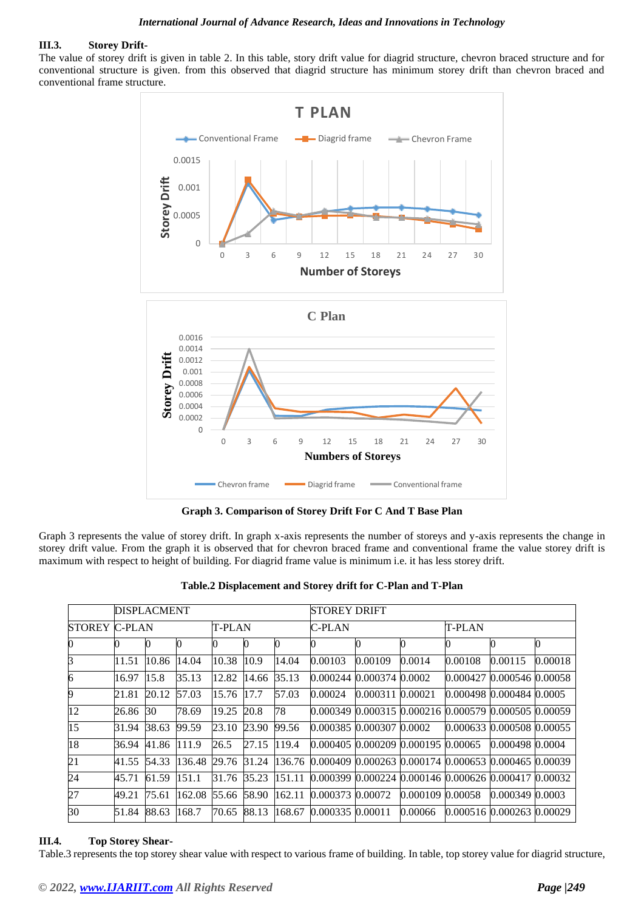### III.3. Storey Drift-

The value of storey drift is given in table 2. In this table, story drift value for diagrid structure, chevron braced structure and for conventional structure is given. from this observed that diagrid structure has minimum storey drift than chevron braced and conventional frame structure.

T PLAN

Conventional Frame | Diagrid frame | Chevron Frame

Storey Drift

0.0015
0.001
0.0005
0

0 3 6 9 12 15 18 21 24 27 30

Number of Storeys

C Plan

Storey Drift

0.0016
0.0014
0.0012
0.001
0.0008
0.0006
0.0004
0.0002
0

0 3 6 9 12 15 18 21 24 27 30

Numbers of Storeys

Chevron frame | Diagrid frame | Conventional frame

**Graph 3. Comparison of Storey Drift For C And T Base Plan**

Graph 3 represents the value of storey drift. In graph x-axis represents the number of storeys and y-axis represents the change in storey drift value. From the graph it is observed that for chevron braced frame and conventional frame the value storey drift is maximum with respect to height of building. For diagrid frame value is minimum i.e. it has less storey drift.

**Table.2 Displacement and Storey drift for C-Plan and T-Plan**

| | DISPLACMENT | | | | | | STOREY DRIFT | | | | | |
|---|---|---|---|---|---|---|---|---|---|---|---|---|
| STOREY | C-PLAN | | | T-PLAN | | | C-PLAN | | | T-PLAN | | |
| 0 | 0 | 0 | 0 | 0 | 0 | 0 | 0 | 0 | 0 | 0 | 0 | 0 |
| 3 | 11.51 | 10.86 | 14.04 | 10.38 | 10.9 | 14.04 | 0.00103 | 0.00109 | 0.0014 | 0.00108 | 0.00115 | 0.00018 |
| 6 | 16.97 | 15.8 | 35.13 | 12.82 | 14.66 | 35.13 | 0.000244 | 0.000374 | 0.0002 | 0.000427 | 0.000546 | 0.00058 |
| 9 | 21.81 | 20.12 | 57.03 | 15.76 | 17.7 | 57.03 | 0.00024 | 0.000311 | 0.00021 | 0.000498 | 0.000484 | 0.0005 |
| 12 | 26.86 | 30 | 78.69 | 19.25 | 20.8 | 78 | 0.000349 | 0.000315 | 0.000216 | 0.000579 | 0.000505 | 0.00059 |
| 15 | 31.94 | 38.63 | 99.59 | 23.10 | 23.90 | 99.56 | 0.000385 | 0.000307 | 0.0002 | 0.000633 | 0.000508 | 0.00055 |
| 18 | 36.94 | 41.86 | 111.9 | 26.5 | 27.15 | 119.4 | 0.000405 | 0.000209 | 0.000195 | 0.00065 | 0.000498 | 0.0004 |
| 21 | 41.55 | 54.33 | 136.48 | 29.76 | 31.24 | 136.76 | 0.000409 | 0.000263 | 0.000174 | 0.000653 | 0.000465 | 0.00039 |
| 24 | 45.71 | 61.59 | 151.1 | 31.76 | 35.23 | 151.11 | 0.000399 | 0.000224 | 0.000146 | 0.000626 | 0.000417 | 0.00032 |
| 27 | 49.21 | 75.61 | 162.08 | 55.66 | 58.90 | 162.11 | 0.000373 | 0.00072 | 0.000109 | 0.00058 | 0.000349 | 0.0003 |
| 30 | 51.84 | 88.63 | 168.7 | 70.65 | 88.13 | 168.67 | 0.000335 | 0.00011 | 0.00066 | 0.000516 | 0.000263 | 0.00029 |

### III.4. Top Storey Shear-

Table.3 represents the top storey shear value with respect to various frame of building. In table, top storey value for diagrid structure,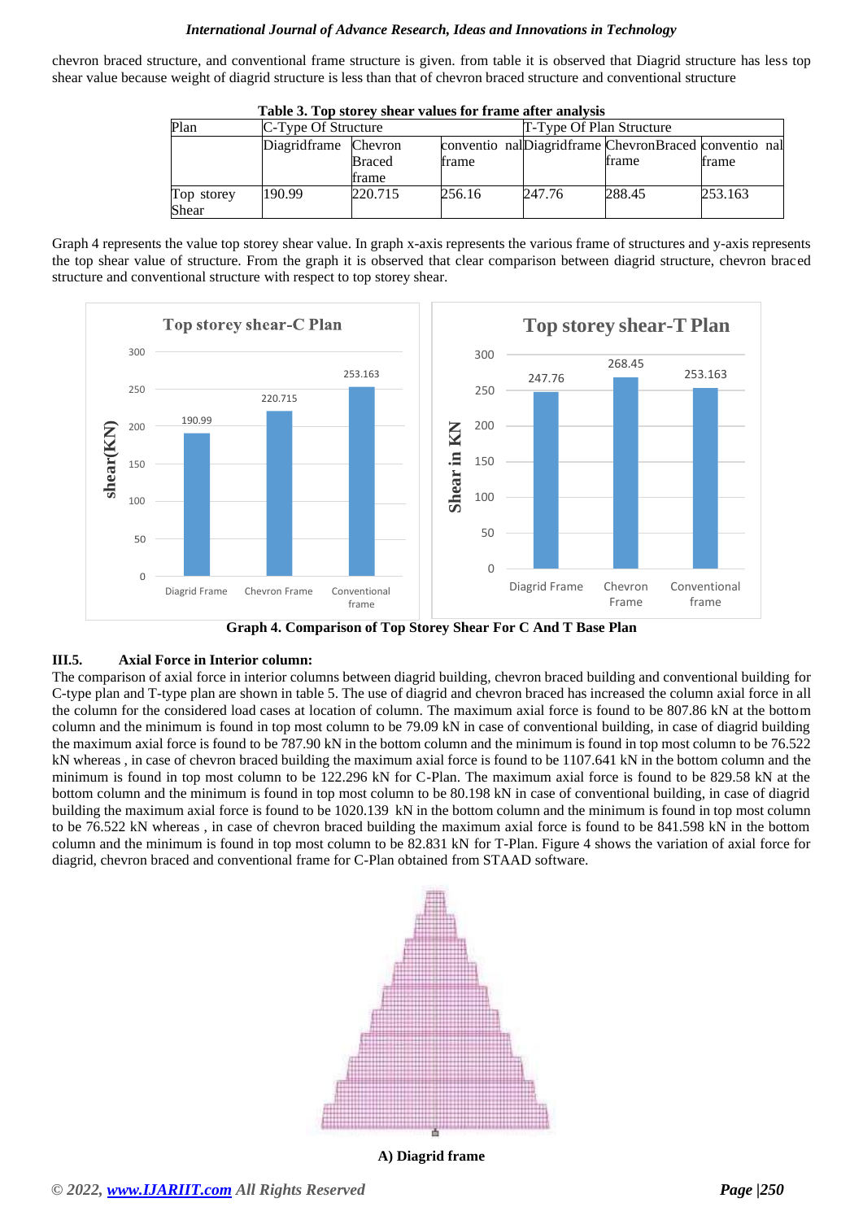chevron braced structure, and conventional frame structure is given. from table it is observed that Diagrid structure has less top shear value because weight of diagrid structure is less than that of chevron braced structure and conventional structure

**Table 3. Top storey shear values for frame after analysis**

| Plan | C-Type Of Structure | | | T-Type Of Plan Structure | | |
|---|---|---|---|---|---|---|
| | Diagridframe | Chevron Braced frame | conventio nal frame | Diagridframe | ChevronBraced frame | conventio nal frame |
| Top storey Shear | 190.99 | 220.715 | 256.16 | 247.76 | 288.45 | 253.163 |

Graph 4 represents the value top storey shear value. In graph x-axis represents the various frame of structures and y-axis represents the top shear value of structure. From the graph it is observed that clear comparison between diagrid structure, chevron braced structure and conventional structure with respect to top storey shear.

Top storey shear-C Plan

shear(KN)

0
50
100
150
200
250
300

190.99
220.715
253.163

Diagrid Frame
Chevron Frame
Conventional frame

Top storey shear-T Plan

Shear in KN

0
50
100
150
200
250
300

247.76
268.45
253.163

Diagrid Frame
Chevron Frame
Conventional frame

**Graph 4. Comparison of Top Storey Shear For C And T Base Plan**

### III.5. Axial Force in Interior column:

The comparison of axial force in interior columns between diagrid building, chevron braced building and conventional building for C-type plan and T-type plan are shown in table 5. The use of diagrid and chevron braced has increased the column axial force in all the column for the considered load cases at location of column. The maximum axial force is found to be 807.86 kN at the bottom column and the minimum is found in top most column to be 79.09 kN in case of conventional building, in case of diagrid building the maximum axial force is found to be 787.90 kN in the bottom column and the minimum is found in top most column to be 76.522 kN whereas , in case of chevron braced building the maximum axial force is found to be 1107.641 kN in the bottom column and the minimum is found in top most column to be 122.296 kN for C-Plan. The maximum axial force is found to be 829.58 kN at the bottom column and the minimum is found in top most column to be 80.198 kN in case of conventional building, in case of diagrid building the maximum axial force is found to be 1020.139 kN in the bottom column and the minimum is found in top most column to be 76.522 kN whereas , in case of chevron braced building the maximum axial force is found to be 841.598 kN in the bottom column and the minimum is found in top most column to be 82.831 kN for T-Plan. Figure 4 shows the variation of axial force for diagrid, chevron braced and conventional frame for C-Plan obtained from STAAD software.

**A) Diagrid frame**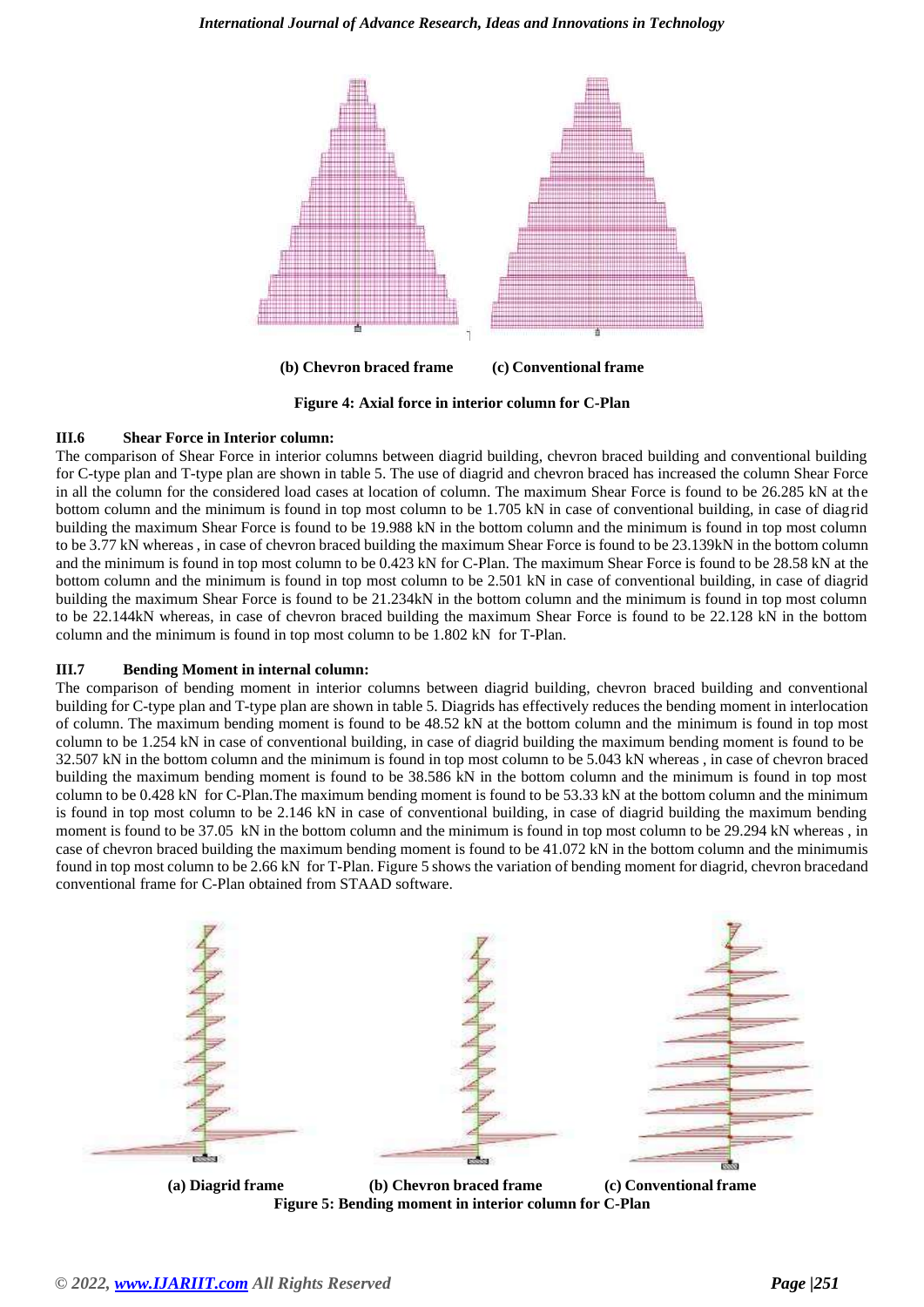**(b) Chevron braced frame** **(c) Conventional frame**

**Figure 4: Axial force in interior column for C-Plan**

### III.6 Shear Force in Interior column:

The comparison of Shear Force in interior columns between diagrid building, chevron braced building and conventional building for C-type plan and T-type plan are shown in table 5. The use of diagrid and chevron braced has increased the column Shear Force in all the column for the considered load cases at location of column. The maximum Shear Force is found to be 26.285 kN at the bottom column and the minimum is found in top most column to be 1.705 kN in case of conventional building, in case of diagrid building the maximum Shear Force is found to be 19.988 kN in the bottom column and the minimum is found in top most column to be 3.77 kN whereas , in case of chevron braced building the maximum Shear Force is found to be 23.139kN in the bottom column and the minimum is found in top most column to be 0.423 kN for C-Plan. The maximum Shear Force is found to be 28.58 kN at the bottom column and the minimum is found in top most column to be 2.501 kN in case of conventional building, in case of diagrid building the maximum Shear Force is found to be 21.234kN in the bottom column and the minimum is found in top most column to be 22.144kN whereas, in case of chevron braced building the maximum Shear Force is found to be 22.128 kN in the bottom column and the minimum is found in top most column to be 1.802 kN for T-Plan.

### III.7 Bending Moment in internal column:

The comparison of bending moment in interior columns between diagrid building, chevron braced building and conventional building for C-type plan and T-type plan are shown in table 5. Diagrids has effectively reduces the bending moment in interlocation of column. The maximum bending moment is found to be 48.52 kN at the bottom column and the minimum is found in top most column to be 1.254 kN in case of conventional building, in case of diagrid building the maximum bending moment is found to be 32.507 kN in the bottom column and the minimum is found in top most column to be 5.043 kN whereas , in case of chevron braced building the maximum bending moment is found to be 38.586 kN in the bottom column and the minimum is found in top most column to be 0.428 kN for C-Plan.The maximum bending moment is found to be 53.33 kN at the bottom column and the minimum is found in top most column to be 2.146 kN in case of conventional building, in case of diagrid building the maximum bending moment is found to be 37.05 kN in the bottom column and the minimum is found in top most column to be 29.294 kN whereas , in case of chevron braced building the maximum bending moment is found to be 41.072 kN in the bottom column and the minimumis found in top most column to be 2.66 kN for T-Plan. Figure 5 shows the variation of bending moment for diagrid, chevron bracedand conventional frame for C-Plan obtained from STAAD software.

**(a) Diagrid frame** **(b) Chevron braced frame** **(c) Conventional frame**

**Figure 5: Bending moment in interior column for C-Plan**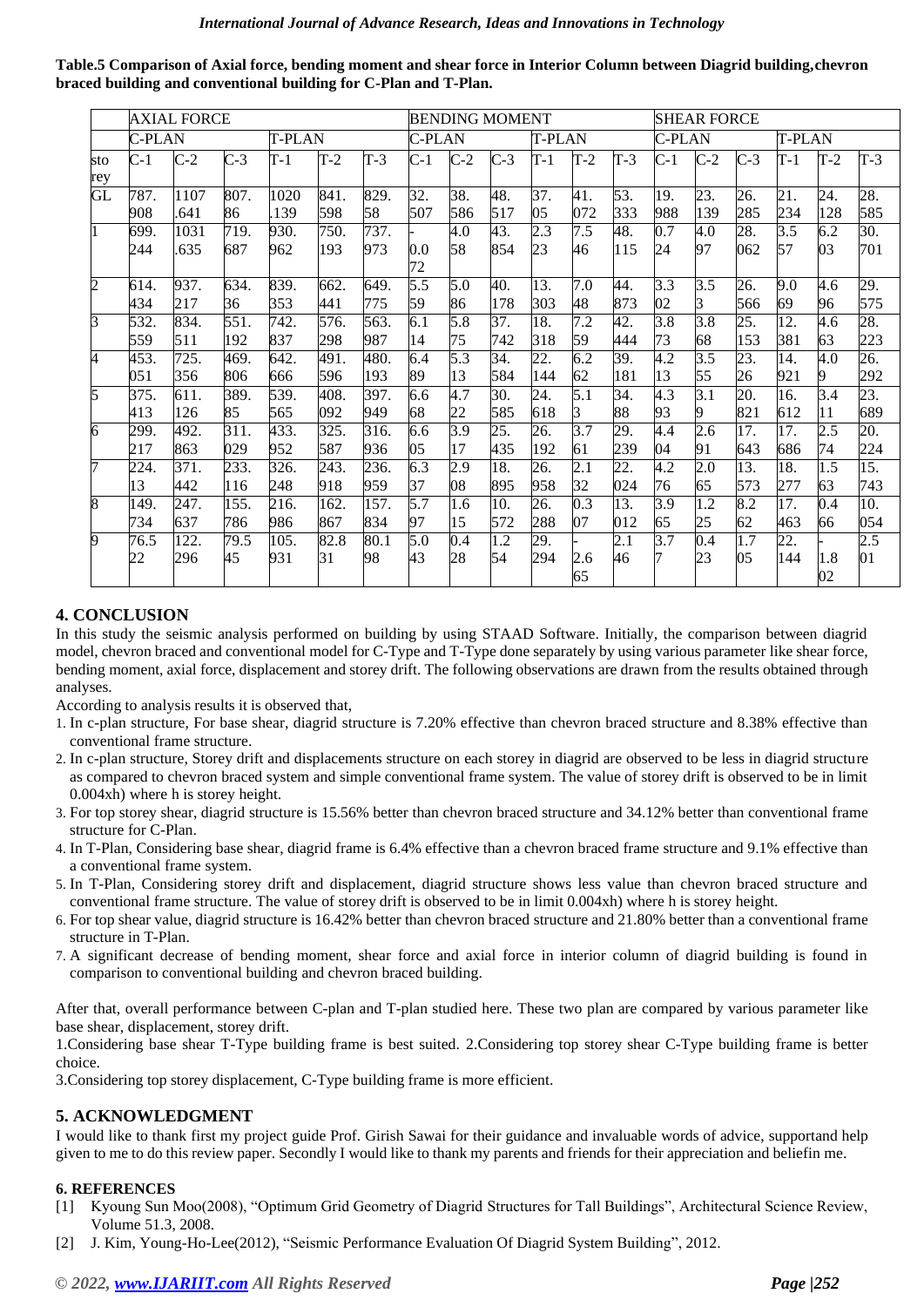**Table.5 Comparison of Axial force, bending moment and shear force in Interior Column between Diagrid building,chevron braced building and conventional building for C-Plan and T-Plan.**

| | AXIAL FORCE | | | | | | BENDING MOMENT | | | | | | SHEAR FORCE | | | | | |
|---|---|---|---|---|---|---|---|---|---|---|---|---|---|---|---|---|---|---|
| | C-PLAN | | | T-PLAN | | | C-PLAN | | | T-PLAN | | | C-PLAN | | | T-PLAN | | |
| storey | C-1 | C-2 | C-3 | T-1 | T-2 | T-3 | C-1 | C-2 | C-3 | T-1 | T-2 | T-3 | C-1 | C-2 | C-3 | T-1 | T-2 | T-3 |
| GL | 787.908 | 1107.641 | 807.86 | 1020.139 | 841.598 | 829.58 | 32.507 | 38.586 | 48.517 | 37.05 | 41.072 | 53.333 | 19.988 | 23.139 | 26.285 | 21.234 | 24.128 | 28.585 |
| 1 | 699.244 | 1031.635 | 719.687 | 930.962 | 750.193 | 737.973 | -0.072 | 4.058 | 43.854 | 2.323 | 7.546 | 48.115 | 0.724 | 4.097 | 28.062 | 3.557 | 6.203 | 30.701 |
| 2 | 614.434 | 937.217 | 634.36 | 839.353 | 662.441 | 649.775 | 5.559 | 5.086 | 40.178 | 13.303 | 7.048 | 44.873 | 3.302 | 3.53 | 26.566 | 9.069 | 4.696 | 29.575 |
| 3 | 532.559 | 834.511 | 551.192 | 742.837 | 576.298 | 563.987 | 6.114 | 5.875 | 37.742 | 18.318 | 7.259 | 42.444 | 3.873 | 3.868 | 25.153 | 12.381 | 4.663 | 28.223 |
| 4 | 453.051 | 725.356 | 469.806 | 642.666 | 491.596 | 480.193 | 6.489 | 5.313 | 34.584 | 22.144 | 6.262 | 39.181 | 4.213 | 3.555 | 23.26 | 14.921 | 4.09 | 26.292 |
| 5 | 375.413 | 611.126 | 389.85 | 539.565 | 408.092 | 397.949 | 6.668 | 4.722 | 30.585 | 24.618 | 5.13 | 34.88 | 4.393 | 3.19 | 20.821 | 16.612 | 3.411 | 23.689 |
| 6 | 299.217 | 492.863 | 311.029 | 433.952 | 325.587 | 316.936 | 6.605 | 3.917 | 25.435 | 26.192 | 3.761 | 29.239 | 4.404 | 2.691 | 17.643 | 17.686 | 2.574 | 20.224 |
| 7 | 224.13 | 371.442 | 233.116 | 326.248 | 243.918 | 236.959 | 6.337 | 2.908 | 18.895 | 26.958 | 2.132 | 22.024 | 4.276 | 2.065 | 13.573 | 18.277 | 1.563 | 15.743 |
| 8 | 149.734 | 247.637 | 155.786 | 216.986 | 162.867 | 157.834 | 5.797 | 1.615 | 10.572 | 26.288 | 0.307 | 13.012 | 3.965 | 1.225 | 8.262 | 17.463 | 0.466 | 10.054 |
| 9 | 76.522 | 122.296 | 79.545 | 105.931 | 82.831 | 80.198 | 5.043 | 0.428 | 1.254 | 29.294 | -2.665 | 2.146 | 3.77 | 0.423 | 1.705 | 22.144 | -1.802 | 2.501 |

## 4. CONCLUSION

In this study the seismic analysis performed on building by using STAAD Software. Initially, the comparison between diagrid model, chevron braced and conventional model for C-Type and T-Type done separately by using various parameter like shear force, bending moment, axial force, displacement and storey drift. The following observations are drawn from the results obtained through analyses.

According to analysis results it is observed that,

1. In c-plan structure, For base shear, diagrid structure is 7.20% effective than chevron braced structure and 8.38% effective than conventional frame structure.
2. In c-plan structure, Storey drift and displacements structure on each storey in diagrid are observed to be less in diagrid structure as compared to chevron braced system and simple conventional frame system. The value of storey drift is observed to be in limit 0.004xh) where h is storey height.
3. For top storey shear, diagrid structure is 15.56% better than chevron braced structure and 34.12% better than conventional frame structure for C-Plan.
4. In T-Plan, Considering base shear, diagrid frame is 6.4% effective than a chevron braced frame structure and 9.1% effective than a conventional frame system.
5. In T-Plan, Considering storey drift and displacement, diagrid structure shows less value than chevron braced structure and conventional frame structure. The value of storey drift is observed to be in limit 0.004xh) where h is storey height.
6. For top shear value, diagrid structure is 16.42% better than chevron braced structure and 21.80% better than a conventional frame structure in T-Plan.
7. A significant decrease of bending moment, shear force and axial force in interior column of diagrid building is found in comparison to conventional building and chevron braced building.

After that, overall performance between C-plan and T-plan studied here. These two plan are compared by various parameter like base shear, displacement, storey drift.

1.Considering base shear T-Type building frame is best suited. 2.Considering top storey shear C-Type building frame is better choice.

3.Considering top storey displacement, C-Type building frame is more efficient.

## 5. ACKNOWLEDGMENT

I would like to thank first my project guide Prof. Girish Sawai for their guidance and invaluable words of advice, supportand help given to me to do this review paper. Secondly I would like to thank my parents and friends for their appreciation and beliefin me.

## 6. REFERENCES

[1] Kyoung Sun Moo(2008), "Optimum Grid Geometry of Diagrid Structures for Tall Buildings", Architectural Science Review, Volume 51.3, 2008.

[2] J. Kim, Young-Ho-Lee(2012), "Seismic Performance Evaluation Of Diagrid System Building", 2012.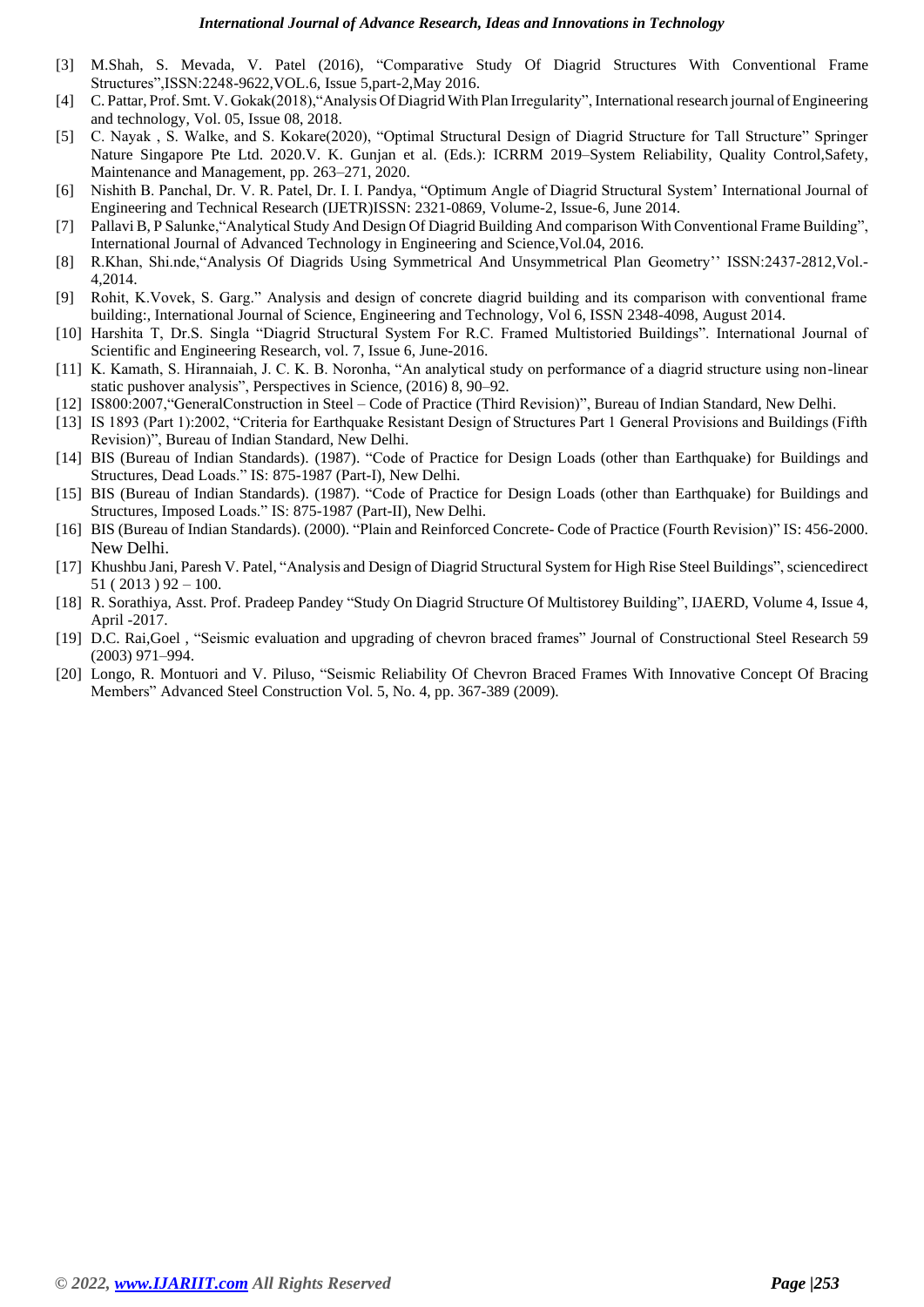[3] M.Shah, S. Mevada, V. Patel (2016), "Comparative Study Of Diagrid Structures With Conventional Frame Structures",ISSN:2248-9622,VOL.6, Issue 5,part-2,May 2016.

[4] C. Pattar, Prof. Smt. V. Gokak(2018),"Analysis Of Diagrid With Plan Irregularity", International research journal of Engineering and technology, Vol. 05, Issue 08, 2018.

[5] C. Nayak , S. Walke, and S. Kokare(2020), "Optimal Structural Design of Diagrid Structure for Tall Structure" Springer Nature Singapore Pte Ltd. 2020.V. K. Gunjan et al. (Eds.): ICRRM 2019–System Reliability, Quality Control,Safety, Maintenance and Management, pp. 263–271, 2020.

[6] Nishith B. Panchal, Dr. V. R. Patel, Dr. I. I. Pandya, "Optimum Angle of Diagrid Structural System' International Journal of Engineering and Technical Research (IJETR)ISSN: 2321-0869, Volume-2, Issue-6, June 2014.

[7] Pallavi B, P Salunke,"Analytical Study And Design Of Diagrid Building And comparison With Conventional Frame Building", International Journal of Advanced Technology in Engineering and Science,Vol.04, 2016.

[8] R.Khan, Shi.nde,"Analysis Of Diagrids Using Symmetrical And Unsymmetrical Plan Geometry'' ISSN:2437-2812,Vol.-4,2014.

[9] Rohit, K.Vovek, S. Garg." Analysis and design of concrete diagrid building and its comparison with conventional frame building:, International Journal of Science, Engineering and Technology, Vol 6, ISSN 2348-4098, August 2014.

[10] Harshita T, Dr.S. Singla "Diagrid Structural System For R.C. Framed Multistoried Buildings". International Journal of Scientific and Engineering Research, vol. 7, Issue 6, June-2016.

[11] K. Kamath, S. Hirannaiah, J. C. K. B. Noronha, "An analytical study on performance of a diagrid structure using non-linear static pushover analysis", Perspectives in Science, (2016) 8, 90–92.

[12] IS800:2007,"GeneralConstruction in Steel – Code of Practice (Third Revision)", Bureau of Indian Standard, New Delhi.

[13] IS 1893 (Part 1):2002, "Criteria for Earthquake Resistant Design of Structures Part 1 General Provisions and Buildings (Fifth Revision)", Bureau of Indian Standard, New Delhi.

[14] BIS (Bureau of Indian Standards). (1987). "Code of Practice for Design Loads (other than Earthquake) for Buildings and Structures, Dead Loads." IS: 875-1987 (Part-I), New Delhi.

[15] BIS (Bureau of Indian Standards). (1987). "Code of Practice for Design Loads (other than Earthquake) for Buildings and Structures, Imposed Loads." IS: 875-1987 (Part-II), New Delhi.

[16] BIS (Bureau of Indian Standards). (2000). "Plain and Reinforced Concrete- Code of Practice (Fourth Revision)" IS: 456-2000. New Delhi.

[17] Khushbu Jani, Paresh V. Patel, "Analysis and Design of Diagrid Structural System for High Rise Steel Buildings", sciencedirect 51 ( 2013 ) 92 – 100.

[18] R. Sorathiya, Asst. Prof. Pradeep Pandey "Study On Diagrid Structure Of Multistorey Building", IJAERD, Volume 4, Issue 4, April -2017.

[19] D.C. Rai,Goel , "Seismic evaluation and upgrading of chevron braced frames" Journal of Constructional Steel Research 59 (2003) 971–994.

[20] Longo, R. Montuori and V. Piluso, "Seismic Reliability Of Chevron Braced Frames With Innovative Concept Of Bracing Members" Advanced Steel Construction Vol. 5, No. 4, pp. 367-389 (2009).